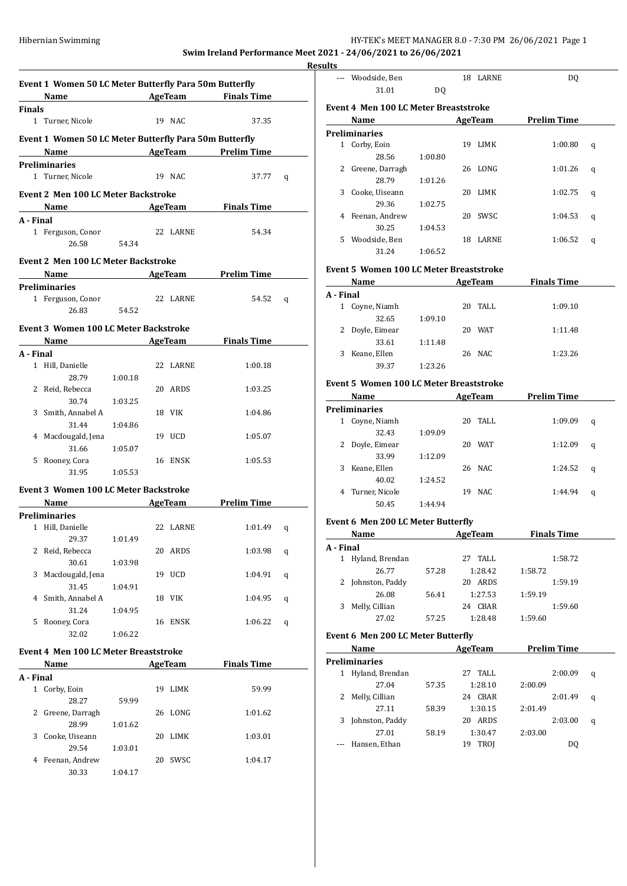## Swim Ireland Performance Meet 2021 - 24/06/2021 to 26/06/2021

### Results

#### Event 1 Women 50 LC Meter Butterfly Para 50m Butterfly

| | Name | Age | Team | Finals Time |
|---|---|---|---|---|
| **Finals** | | | | |
| 1 | Turner, Nicole | 19 | NAC | 37.35 |

#### Event 1 Women 50 LC Meter Butterfly Para 50m Butterfly

| | Name | Age | Team | Prelim Time | |
|---|---|---|---|---|---|
| **Preliminaries** | | | | | |
| 1 | Turner, Nicole | 19 | NAC | 37.77 | q |

#### Event 2 Men 100 LC Meter Backstroke

| | Name | | Age | Team | Finals Time |
|---|---|---|---|---|---|
| **A - Final** | | | | | |
| 1 | Ferguson, Conor | | 22 | LARNE | 54.34 |
| | 26.58 | 54.34 | | | |

#### Event 2 Men 100 LC Meter Backstroke

| | Name | | Age | Team | Prelim Time | |
|---|---|---|---|---|---|---|
| **Preliminaries** | | | | | | |
| 1 | Ferguson, Conor | | 22 | LARNE | 54.52 | q |
| | 26.83 | 54.52 | | | | |

#### Event 3 Women 100 LC Meter Backstroke

| | Name | | Age | Team | Finals Time |
|---|---|---|---|---|---|
| **A - Final** | | | | | |
| 1 | Hill, Danielle | | 22 | LARNE | 1:00.18 |
| | 28.79 | 1:00.18 | | | |
| 2 | Reid, Rebecca | | 20 | ARDS | 1:03.25 |
| | 30.74 | 1:03.25 | | | |
| 3 | Smith, Annabel A | | 18 | VIK | 1:04.86 |
| | 31.44 | 1:04.86 | | | |
| 4 | Macdougald, Jena | | 19 | UCD | 1:05.07 |
| | 31.66 | 1:05.07 | | | |
| 5 | Rooney, Cora | | 16 | ENSK | 1:05.53 |
| | 31.95 | 1:05.53 | | | |

#### Event 3 Women 100 LC Meter Backstroke

| | Name | | Age | Team | Prelim Time | |
|---|---|---|---|---|---|---|
| **Preliminaries** | | | | | | |
| 1 | Hill, Danielle | | 22 | LARNE | 1:01.49 | q |
| | 29.37 | 1:01.49 | | | | |
| 2 | Reid, Rebecca | | 20 | ARDS | 1:03.98 | q |
| | 30.61 | 1:03.98 | | | | |
| 3 | Macdougald, Jena | | 19 | UCD | 1:04.91 | q |
| | 31.45 | 1:04.91 | | | | |
| 4 | Smith, Annabel A | | 18 | VIK | 1:04.95 | q |
| | 31.24 | 1:04.95 | | | | |
| 5 | Rooney, Cora | | 16 | ENSK | 1:06.22 | q |
| | 32.02 | 1:06.22 | | | | |

#### Event 4 Men 100 LC Meter Breaststroke

| | Name | | Age | Team | Finals Time |
|---|---|---|---|---|---|
| **A - Final** | | | | | |
| 1 | Corby, Eoin | | 19 | LIMK | 59.99 |
| | 28.27 | 59.99 | | | |
| 2 | Greene, Darragh | | 26 | LONG | 1:01.62 |
| | 28.99 | 1:01.62 | | | |
| 3 | Cooke, Uiseann | | 20 | LIMK | 1:03.01 |
| | 29.54 | 1:03.01 | | | |
| 4 | Feenan, Andrew | | 20 | SWSC | 1:04.17 |
| | 30.33 | 1:04.17 | | | |
| --- | Woodside, Ben | | 18 | LARNE | DQ |
| | 31.01 | DQ | | | |

#### Event 4 Men 100 LC Meter Breaststroke

| | Name | | Age | Team | Prelim Time | |
|---|---|---|---|---|---|---|
| **Preliminaries** | | | | | | |
| 1 | Corby, Eoin | | 19 | LIMK | 1:00.80 | q |
| | 28.56 | 1:00.80 | | | | |
| 2 | Greene, Darragh | | 26 | LONG | 1:01.26 | q |
| | 28.79 | 1:01.26 | | | | |
| 3 | Cooke, Uiseann | | 20 | LIMK | 1:02.75 | q |
| | 29.36 | 1:02.75 | | | | |
| 4 | Feenan, Andrew | | 20 | SWSC | 1:04.53 | q |
| | 30.25 | 1:04.53 | | | | |
| 5 | Woodside, Ben | | 18 | LARNE | 1:06.52 | q |
| | 31.24 | 1:06.52 | | | | |

#### Event 5 Women 100 LC Meter Breaststroke

| | Name | | Age | Team | Finals Time |
|---|---|---|---|---|---|
| **A - Final** | | | | | |
| 1 | Coyne, Niamh | | 20 | TALL | 1:09.10 |
| | 32.65 | 1:09.10 | | | |
| 2 | Doyle, Eimear | | 20 | WAT | 1:11.48 |
| | 33.61 | 1:11.48 | | | |
| 3 | Keane, Ellen | | 26 | NAC | 1:23.26 |
| | 39.37 | 1:23.26 | | | |

#### Event 5 Women 100 LC Meter Breaststroke

| | Name | | Age | Team | Prelim Time | |
|---|---|---|---|---|---|---|
| **Preliminaries** | | | | | | |
| 1 | Coyne, Niamh | | 20 | TALL | 1:09.09 | q |
| | 32.43 | 1:09.09 | | | | |
| 2 | Doyle, Eimear | | 20 | WAT | 1:12.09 | q |
| | 33.99 | 1:12.09 | | | | |
| 3 | Keane, Ellen | | 26 | NAC | 1:24.52 | q |
| | 40.02 | 1:24.52 | | | | |
| 4 | Turner, Nicole | | 19 | NAC | 1:44.94 | q |
| | 50.45 | 1:44.94 | | | | |

#### Event 6 Men 200 LC Meter Butterfly

| | Name | | Age | Team | | Finals Time |
|---|---|---|---|---|---|---|
| **A - Final** | | | | | | |
| 1 | Hyland, Brendan | | 27 | TALL | | 1:58.72 |
| | 26.77 | 57.28 | | 1:28.42 | 1:58.72 | |
| 2 | Johnston, Paddy | | 20 | ARDS | | 1:59.19 |
| | 26.08 | 56.41 | | 1:27.53 | 1:59.19 | |
| 3 | Melly, Cillian | | 24 | CBAR | | 1:59.60 |
| | 27.02 | 57.25 | | 1:28.48 | 1:59.60 | |

#### Event 6 Men 200 LC Meter Butterfly

| | Name | | Age | Team | | Prelim Time | |
|---|---|---|---|---|---|---|---|
| **Preliminaries** | | | | | | | |
| 1 | Hyland, Brendan | | 27 | TALL | | 2:00.09 | q |
| | 27.04 | 57.35 | | 1:28.10 | 2:00.09 | | |
| 2 | Melly, Cillian | | 24 | CBAR | | 2:01.49 | q |
| | 27.11 | 58.39 | | 1:30.15 | 2:01.49 | | |
| 3 | Johnston, Paddy | | 20 | ARDS | | 2:03.00 | q |
| | 27.01 | 58.19 | | 1:30.47 | 2:03.00 | | |
| --- | Hansen, Ethan | | 19 | TROJ | | DQ | |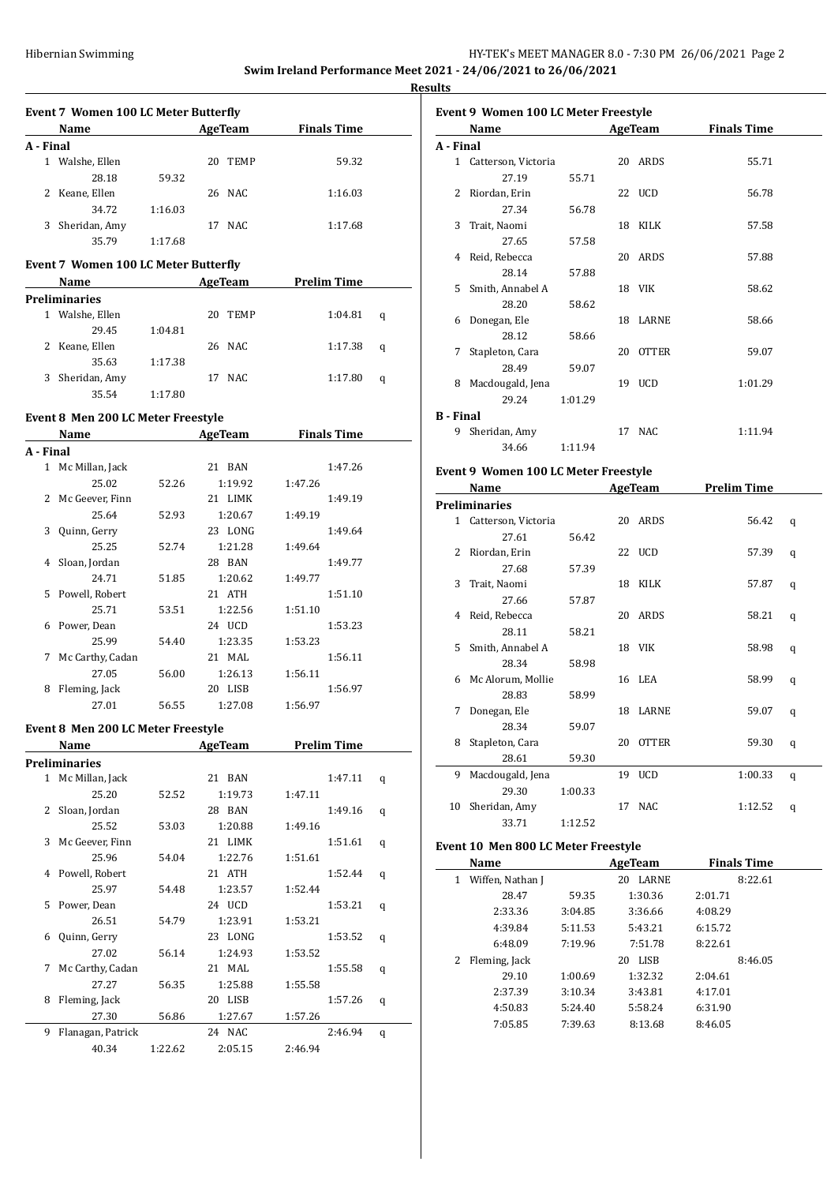**Swim Ireland Performance Meet 2021 - 24/06/2021 to 26/06/2021**

**Results**

### Event 7 Women 100 LC Meter Butterfly

| Name | | AgeTeam | | Finals Time |
|---|---|---|---|---|
| **A - Final** | | | | |
| 1 Walshe, Ellen | | 20 | TEMP | 59.32 |
| 28.18 | 59.32 | | | |
| 2 Keane, Ellen | | 26 | NAC | 1:16.03 |
| 34.72 | 1:16.03 | | | |
| 3 Sheridan, Amy | | 17 | NAC | 1:17.68 |
| 35.79 | 1:17.68 | | | |

### Event 7 Women 100 LC Meter Butterfly

| Name | | AgeTeam | | Prelim Time | |
|---|---|---|---|---|---|
| **Preliminaries** | | | | | |
| 1 Walshe, Ellen | | 20 | TEMP | 1:04.81 | q |
| 29.45 | 1:04.81 | | | | |
| 2 Keane, Ellen | | 26 | NAC | 1:17.38 | q |
| 35.63 | 1:17.38 | | | | |
| 3 Sheridan, Amy | | 17 | NAC | 1:17.80 | q |
| 35.54 | 1:17.80 | | | | |

### Event 8 Men 200 LC Meter Freestyle

| Name | | AgeTeam | | Finals Time |
|---|---|---|---|---|
| **A - Final** | | | | |
| 1 Mc Millan, Jack | | 21 BAN | | 1:47.26 |
| 25.02 | 52.26 | 1:19.92 | 1:47.26 | |
| 2 Mc Geever, Finn | | 21 LIMK | | 1:49.19 |
| 25.64 | 52.93 | 1:20.67 | 1:49.19 | |
| 3 Quinn, Gerry | | 23 LONG | | 1:49.64 |
| 25.25 | 52.74 | 1:21.28 | 1:49.64 | |
| 4 Sloan, Jordan | | 28 BAN | | 1:49.77 |
| 24.71 | 51.85 | 1:20.62 | 1:49.77 | |
| 5 Powell, Robert | | 21 ATH | | 1:51.10 |
| 25.71 | 53.51 | 1:22.56 | 1:51.10 | |
| 6 Power, Dean | | 24 UCD | | 1:53.23 |
| 25.99 | 54.40 | 1:23.35 | 1:53.23 | |
| 7 Mc Carthy, Cadan | | 21 MAL | | 1:56.11 |
| 27.05 | 56.00 | 1:26.13 | 1:56.11 | |
| 8 Fleming, Jack | | 20 LISB | | 1:56.97 |
| 27.01 | 56.55 | 1:27.08 | 1:56.97 | |

### Event 8 Men 200 LC Meter Freestyle

| Name | | AgeTeam | | Prelim Time | |
|---|---|---|---|---|---|
| **Preliminaries** | | | | | |
| 1 Mc Millan, Jack | | 21 BAN | | 1:47.11 | q |
| 25.20 | 52.52 | 1:19.73 | 1:47.11 | | |
| 2 Sloan, Jordan | | 28 BAN | | 1:49.16 | q |
| 25.52 | 53.03 | 1:20.88 | 1:49.16 | | |
| 3 Mc Geever, Finn | | 21 LIMK | | 1:51.61 | q |
| 25.96 | 54.04 | 1:22.76 | 1:51.61 | | |
| 4 Powell, Robert | | 21 ATH | | 1:52.44 | q |
| 25.97 | 54.48 | 1:23.57 | 1:52.44 | | |
| 5 Power, Dean | | 24 UCD | | 1:53.21 | q |
| 26.51 | 54.79 | 1:23.91 | 1:53.21 | | |
| 6 Quinn, Gerry | | 23 LONG | | 1:53.52 | q |
| 27.02 | 56.14 | 1:24.93 | 1:53.52 | | |
| 7 Mc Carthy, Cadan | | 21 MAL | | 1:55.58 | q |
| 27.27 | 56.35 | 1:25.88 | 1:55.58 | | |
| 8 Fleming, Jack | | 20 LISB | | 1:57.26 | q |
| 27.30 | 56.86 | 1:27.67 | 1:57.26 | | |
| 9 Flanagan, Patrick | | 24 NAC | | 2:46.94 | q |
| 40.34 | 1:22.62 | 2:05.15 | 2:46.94 | | |

### Event 9 Women 100 LC Meter Freestyle

| Name | | AgeTeam | | Finals Time |
|---|---|---|---|---|
| **A - Final** | | | | |
| 1 Catterson, Victoria | | 20 | ARDS | 55.71 |
| 27.19 | 55.71 | | | |
| 2 Riordan, Erin | | 22 | UCD | 56.78 |
| 27.34 | 56.78 | | | |
| 3 Trait, Naomi | | 18 | KILK | 57.58 |
| 27.65 | 57.58 | | | |
| 4 Reid, Rebecca | | 20 | ARDS | 57.88 |
| 28.14 | 57.88 | | | |
| 5 Smith, Annabel A | | 18 | VIK | 58.62 |
| 28.20 | 58.62 | | | |
| 6 Donegan, Ele | | 18 | LARNE | 58.66 |
| 28.12 | 58.66 | | | |
| 7 Stapleton, Cara | | 20 | OTTER | 59.07 |
| 28.49 | 59.07 | | | |
| 8 Macdougald, Jena | | 19 | UCD | 1:01.29 |
| 29.24 | 1:01.29 | | | |
| **B - Final** | | | | |
| 9 Sheridan, Amy | | 17 | NAC | 1:11.94 |
| 34.66 | 1:11.94 | | | |

### Event 9 Women 100 LC Meter Freestyle

| Name | | AgeTeam | | Prelim Time | |
|---|---|---|---|---|---|
| **Preliminaries** | | | | | |
| 1 Catterson, Victoria | | 20 | ARDS | 56.42 | q |
| 27.61 | 56.42 | | | | |
| 2 Riordan, Erin | | 22 | UCD | 57.39 | q |
| 27.68 | 57.39 | | | | |
| 3 Trait, Naomi | | 18 | KILK | 57.87 | q |
| 27.66 | 57.87 | | | | |
| 4 Reid, Rebecca | | 20 | ARDS | 58.21 | q |
| 28.11 | 58.21 | | | | |
| 5 Smith, Annabel A | | 18 | VIK | 58.98 | q |
| 28.34 | 58.98 | | | | |
| 6 Mc Alorum, Mollie | | 16 | LEA | 58.99 | q |
| 28.83 | 58.99 | | | | |
| 7 Donegan, Ele | | 18 | LARNE | 59.07 | q |
| 28.34 | 59.07 | | | | |
| 8 Stapleton, Cara | | 20 | OTTER | 59.30 | q |
| 28.61 | 59.30 | | | | |
| 9 Macdougald, Jena | | 19 | UCD | 1:00.33 | q |
| 29.30 | 1:00.33 | | | | |
| 10 Sheridan, Amy | | 17 | NAC | 1:12.52 | q |
| 33.71 | 1:12.52 | | | | |

### Event 10 Men 800 LC Meter Freestyle

| Name | | AgeTeam | | Finals Time |
|---|---|---|---|---|
| 1 Wiffen, Nathan J | | 20 LARNE | | 8:22.61 |
| 28.47 | 59.35 | 1:30.36 | 2:01.71 | |
| 2:33.36 | 3:04.85 | 3:36.66 | 4:08.29 | |
| 4:39.84 | 5:11.53 | 5:43.21 | 6:15.72 | |
| 6:48.09 | 7:19.96 | 7:51.78 | 8:22.61 | |
| 2 Fleming, Jack | | 20 LISB | | 8:46.05 |
| 29.10 | 1:00.69 | 1:32.32 | 2:04.61 | |
| 2:37.39 | 3:10.34 | 3:43.81 | 4:17.01 | |
| 4:50.83 | 5:24.40 | 5:58.24 | 6:31.90 | |
| 7:05.85 | 7:39.63 | 8:13.68 | 8:46.05 | |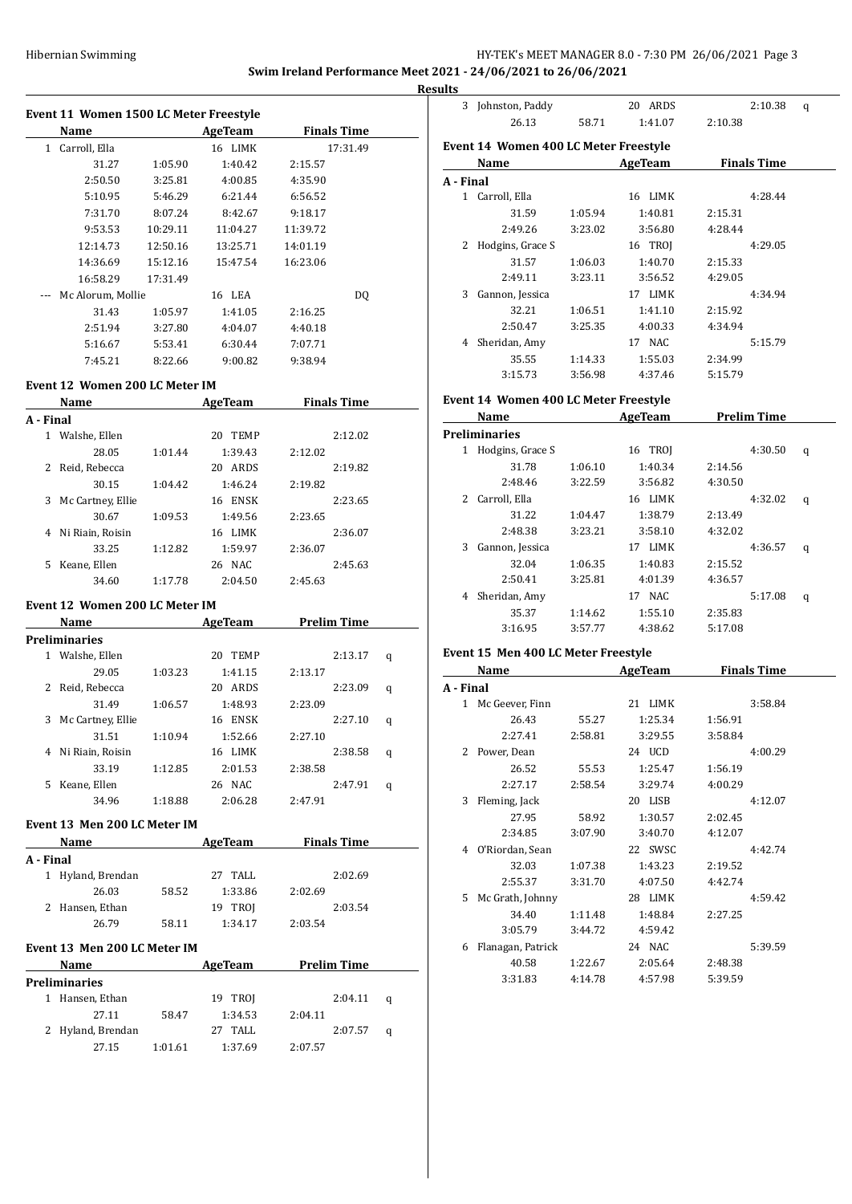**Swim Ireland Performance Meet 2021 - 24/06/2021 to 26/06/2021**

**Results**

### Event 11 Women 1500 LC Meter Freestyle

| | Name | | AgeTeam | | Finals Time |
|---|---|---|---|---|---|
| 1 | Carroll, Ella | | 16 LIMK | | 17:31.49 |
| | 31.27 | 1:05.90 | 1:40.42 | 2:15.57 | |
| | 2:50.50 | 3:25.81 | 4:00.85 | 4:35.90 | |
| | 5:10.95 | 5:46.29 | 6:21.44 | 6:56.52 | |
| | 7:31.70 | 8:07.24 | 8:42.67 | 9:18.17 | |
| | 9:53.53 | 10:29.11 | 11:04.27 | 11:39.72 | |
| | 12:14.73 | 12:50.16 | 13:25.71 | 14:01.19 | |
| | 14:36.69 | 15:12.16 | 15:47.54 | 16:23.06 | |
| | 16:58.29 | 17:31.49 | | | |
| --- | Mc Alorum, Mollie | | 16 LEA | | DQ |
| | 31.43 | 1:05.97 | 1:41.05 | 2:16.25 | |
| | 2:51.94 | 3:27.80 | 4:04.07 | 4:40.18 | |
| | 5:16.67 | 5:53.41 | 6:30.44 | 7:07.71 | |
| | 7:45.21 | 8:22.66 | 9:00.82 | 9:38.94 | |

### Event 12 Women 200 LC Meter IM

| | Name | | AgeTeam | | Finals Time |
|---|---|---|---|---|---|
| **A - Final** | | | | | |
| 1 | Walshe, Ellen | | 20 TEMP | | 2:12.02 |
| | 28.05 | 1:01.44 | 1:39.43 | 2:12.02 | |
| 2 | Reid, Rebecca | | 20 ARDS | | 2:19.82 |
| | 30.15 | 1:04.42 | 1:46.24 | 2:19.82 | |
| 3 | Mc Cartney, Ellie | | 16 ENSK | | 2:23.65 |
| | 30.67 | 1:09.53 | 1:49.56 | 2:23.65 | |
| 4 | Ni Riain, Roisin | | 16 LIMK | | 2:36.07 |
| | 33.25 | 1:12.82 | 1:59.97 | 2:36.07 | |
| 5 | Keane, Ellen | | 26 NAC | | 2:45.63 |
| | 34.60 | 1:17.78 | 2:04.50 | 2:45.63 | |

### Event 12 Women 200 LC Meter IM

| | Name | | AgeTeam | | Prelim Time | |
|---|---|---|---|---|---|---|
| **Preliminaries** | | | | | | |
| 1 | Walshe, Ellen | | 20 TEMP | | 2:13.17 | q |
| | 29.05 | 1:03.23 | 1:41.15 | 2:13.17 | | |
| 2 | Reid, Rebecca | | 20 ARDS | | 2:23.09 | q |
| | 31.49 | 1:06.57 | 1:48.93 | 2:23.09 | | |
| 3 | Mc Cartney, Ellie | | 16 ENSK | | 2:27.10 | q |
| | 31.51 | 1:10.94 | 1:52.66 | 2:27.10 | | |
| 4 | Ni Riain, Roisin | | 16 LIMK | | 2:38.58 | q |
| | 33.19 | 1:12.85 | 2:01.53 | 2:38.58 | | |
| 5 | Keane, Ellen | | 26 NAC | | 2:47.91 | q |
| | 34.96 | 1:18.88 | 2:06.28 | 2:47.91 | | |

### Event 13 Men 200 LC Meter IM

| | Name | | AgeTeam | | Finals Time |
|---|---|---|---|---|---|
| **A - Final** | | | | | |
| 1 | Hyland, Brendan | | 27 TALL | | 2:02.69 |
| | 26.03 | 58.52 | 1:33.86 | 2:02.69 | |
| 2 | Hansen, Ethan | | 19 TROJ | | 2:03.54 |
| | 26.79 | 58.11 | 1:34.17 | 2:03.54 | |

### Event 13 Men 200 LC Meter IM

| | Name | | AgeTeam | | Prelim Time | |
|---|---|---|---|---|---|---|
| **Preliminaries** | | | | | | |
| 1 | Hansen, Ethan | | 19 TROJ | | 2:04.11 | q |
| | 27.11 | 58.47 | 1:34.53 | 2:04.11 | | |
| 2 | Hyland, Brendan | | 27 TALL | | 2:07.57 | q |
| | 27.15 | 1:01.61 | 1:37.69 | 2:07.57 | | |
| 3 | Johnston, Paddy | | 20 ARDS | | 2:10.38 | q |
| | 26.13 | 58.71 | 1:41.07 | 2:10.38 | | |

### Event 14 Women 400 LC Meter Freestyle

| | Name | | AgeTeam | | Finals Time |
|---|---|---|---|---|---|
| **A - Final** | | | | | |
| 1 | Carroll, Ella | | 16 LIMK | | 4:28.44 |
| | 31.59 | 1:05.94 | 1:40.81 | 2:15.31 | |
| | 2:49.26 | 3:23.02 | 3:56.80 | 4:28.44 | |
| 2 | Hodgins, Grace S | | 16 TROJ | | 4:29.05 |
| | 31.57 | 1:06.03 | 1:40.70 | 2:15.33 | |
| | 2:49.11 | 3:23.11 | 3:56.52 | 4:29.05 | |
| 3 | Gannon, Jessica | | 17 LIMK | | 4:34.94 |
| | 32.21 | 1:06.51 | 1:41.10 | 2:15.92 | |
| | 2:50.47 | 3:25.35 | 4:00.33 | 4:34.94 | |
| 4 | Sheridan, Amy | | 17 NAC | | 5:15.79 |
| | 35.55 | 1:14.33 | 1:55.03 | 2:34.99 | |
| | 3:15.73 | 3:56.98 | 4:37.46 | 5:15.79 | |

### Event 14 Women 400 LC Meter Freestyle

| | Name | | AgeTeam | | Prelim Time | |
|---|---|---|---|---|---|---|
| **Preliminaries** | | | | | | |
| 1 | Hodgins, Grace S | | 16 TROJ | | 4:30.50 | q |
| | 31.78 | 1:06.10 | 1:40.34 | 2:14.56 | | |
| | 2:48.46 | 3:22.59 | 3:56.82 | 4:30.50 | | |
| 2 | Carroll, Ella | | 16 LIMK | | 4:32.02 | q |
| | 31.22 | 1:04.47 | 1:38.79 | 2:13.49 | | |
| | 2:48.38 | 3:23.21 | 3:58.10 | 4:32.02 | | |
| 3 | Gannon, Jessica | | 17 LIMK | | 4:36.57 | q |
| | 32.04 | 1:06.35 | 1:40.83 | 2:15.52 | | |
| | 2:50.41 | 3:25.81 | 4:01.39 | 4:36.57 | | |
| 4 | Sheridan, Amy | | 17 NAC | | 5:17.08 | q |
| | 35.37 | 1:14.62 | 1:55.10 | 2:35.83 | | |
| | 3:16.95 | 3:57.77 | 4:38.62 | 5:17.08 | | |

### Event 15 Men 400 LC Meter Freestyle

| | Name | | AgeTeam | | Finals Time |
|---|---|---|---|---|---|
| **A - Final** | | | | | |
| 1 | Mc Geever, Finn | | 21 LIMK | | 3:58.84 |
| | 26.43 | 55.27 | 1:25.34 | 1:56.91 | |
| | 2:27.41 | 2:58.81 | 3:29.55 | 3:58.84 | |
| 2 | Power, Dean | | 24 UCD | | 4:00.29 |
| | 26.52 | 55.53 | 1:25.47 | 1:56.19 | |
| | 2:27.17 | 2:58.54 | 3:29.74 | 4:00.29 | |
| 3 | Fleming, Jack | | 20 LISB | | 4:12.07 |
| | 27.95 | 58.92 | 1:30.57 | 2:02.45 | |
| | 2:34.85 | 3:07.90 | 3:40.70 | 4:12.07 | |
| 4 | O'Riordan, Sean | | 22 SWSC | | 4:42.74 |
| | 32.03 | 1:07.38 | 1:43.23 | 2:19.52 | |
| | 2:55.37 | 3:31.70 | 4:07.50 | 4:42.74 | |
| 5 | Mc Grath, Johnny | | 28 LIMK | | 4:59.42 |
| | 34.40 | 1:11.48 | 1:48.84 | 2:27.25 | |
| | 3:05.79 | 3:44.72 | 4:59.42 | | |
| 6 | Flanagan, Patrick | | 24 NAC | | 5:39.59 |
| | 40.58 | 1:22.67 | 2:05.64 | 2:48.38 | |
| | 3:31.83 | 4:14.78 | 4:57.98 | 5:39.59 | |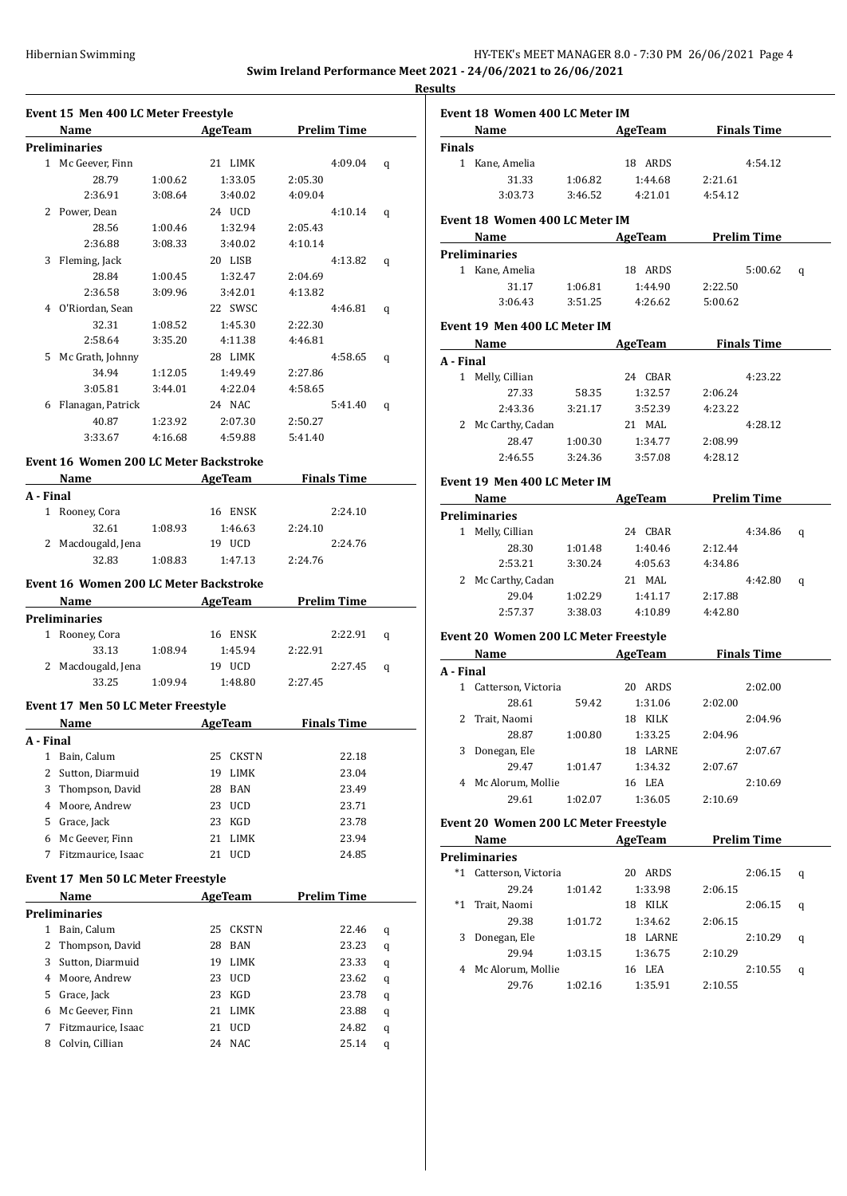**Swim Ireland Performance Meet 2021 - 24/06/2021 to 26/06/2021**

**Results**

### Event 15 Men 400 LC Meter Freestyle

| | Name | AgeTeam | | Prelim Time | |
|---|---|---|---|---|---|
| **Preliminaries** | | | | | |
| 1 | Mc Geever, Finn | 21 LIMK | | 4:09.04 | q |
| | 28.79 | 1:00.62 | 1:33.05 | 2:05.30 | |
| | 2:36.91 | 3:08.64 | 3:40.02 | 4:09.04 | |
| 2 | Power, Dean | 24 UCD | | 4:10.14 | q |
| | 28.56 | 1:00.46 | 1:32.94 | 2:05.43 | |
| | 2:36.88 | 3:08.33 | 3:40.02 | 4:10.14 | |
| 3 | Fleming, Jack | 20 LISB | | 4:13.82 | q |
| | 28.84 | 1:00.45 | 1:32.47 | 2:04.69 | |
| | 2:36.58 | 3:09.96 | 3:42.01 | 4:13.82 | |
| 4 | O'Riordan, Sean | 22 SWSC | | 4:46.81 | q |
| | 32.31 | 1:08.52 | 1:45.30 | 2:22.30 | |
| | 2:58.64 | 3:35.20 | 4:11.38 | 4:46.81 | |
| 5 | Mc Grath, Johnny | 28 LIMK | | 4:58.65 | q |
| | 34.94 | 1:12.05 | 1:49.49 | 2:27.86 | |
| | 3:05.81 | 3:44.01 | 4:22.04 | 4:58.65 | |
| 6 | Flanagan, Patrick | 24 NAC | | 5:41.40 | q |
| | 40.87 | 1:23.92 | 2:07.30 | 2:50.27 | |
| | 3:33.67 | 4:16.68 | 4:59.88 | 5:41.40 | |

### Event 16 Women 200 LC Meter Backstroke

| | Name | AgeTeam | | Finals Time |
|---|---|---|---|---|
| **A - Final** | | | | |
| 1 | Rooney, Cora | 16 ENSK | | 2:24.10 |
| | 32.61 | 1:08.93 | 1:46.63 | 2:24.10 |
| 2 | Macdougald, Jena | 19 UCD | | 2:24.76 |
| | 32.83 | 1:08.83 | 1:47.13 | 2:24.76 |

### Event 16 Women 200 LC Meter Backstroke

| | Name | AgeTeam | | Prelim Time | |
|---|---|---|---|---|---|
| **Preliminaries** | | | | | |
| 1 | Rooney, Cora | 16 ENSK | | 2:22.91 | q |
| | 33.13 | 1:08.94 | 1:45.94 | 2:22.91 | |
| 2 | Macdougald, Jena | 19 UCD | | 2:27.45 | q |
| | 33.25 | 1:09.94 | 1:48.80 | 2:27.45 | |

### Event 17 Men 50 LC Meter Freestyle

| | Name | AgeTeam | Finals Time |
|---|---|---|---|
| **A - Final** | | | |
| 1 | Bain, Calum | 25 CKSTN | 22.18 |
| 2 | Sutton, Diarmuid | 19 LIMK | 23.04 |
| 3 | Thompson, David | 28 BAN | 23.49 |
| 4 | Moore, Andrew | 23 UCD | 23.71 |
| 5 | Grace, Jack | 23 KGD | 23.78 |
| 6 | Mc Geever, Finn | 21 LIMK | 23.94 |
| 7 | Fitzmaurice, Isaac | 21 UCD | 24.85 |

### Event 17 Men 50 LC Meter Freestyle

| | Name | AgeTeam | Prelim Time | |
|---|---|---|---|---|
| **Preliminaries** | | | | |
| 1 | Bain, Calum | 25 CKSTN | 22.46 | q |
| 2 | Thompson, David | 28 BAN | 23.23 | q |
| 3 | Sutton, Diarmuid | 19 LIMK | 23.33 | q |
| 4 | Moore, Andrew | 23 UCD | 23.62 | q |
| 5 | Grace, Jack | 23 KGD | 23.78 | q |
| 6 | Mc Geever, Finn | 21 LIMK | 23.88 | q |
| 7 | Fitzmaurice, Isaac | 21 UCD | 24.82 | q |
| 8 | Colvin, Cillian | 24 NAC | 25.14 | q |

### Event 18 Women 400 LC Meter IM

| | Name | AgeTeam | | Finals Time |
|---|---|---|---|---|
| **Finals** | | | | |
| 1 | Kane, Amelia | 18 ARDS | | 4:54.12 |
| | 31.33 | 1:06.82 | 1:44.68 | 2:21.61 |
| | 3:03.73 | 3:46.52 | 4:21.01 | 4:54.12 |

### Event 18 Women 400 LC Meter IM

| | Name | AgeTeam | | Prelim Time | |
|---|---|---|---|---|---|
| **Preliminaries** | | | | | |
| 1 | Kane, Amelia | 18 ARDS | | 5:00.62 | q |
| | 31.17 | 1:06.81 | 1:44.90 | 2:22.50 | |
| | 3:06.43 | 3:51.25 | 4:26.62 | 5:00.62 | |

### Event 19 Men 400 LC Meter IM

| | Name | AgeTeam | | Finals Time |
|---|---|---|---|---|
| **A - Final** | | | | |
| 1 | Melly, Cillian | 24 CBAR | | 4:23.22 |
| | 27.33 | 58.35 | 1:32.57 | 2:06.24 |
| | 2:43.36 | 3:21.17 | 3:52.39 | 4:23.22 |
| 2 | Mc Carthy, Cadan | 21 MAL | | 4:28.12 |
| | 28.47 | 1:00.30 | 1:34.77 | 2:08.99 |
| | 2:46.55 | 3:24.36 | 3:57.08 | 4:28.12 |

### Event 19 Men 400 LC Meter IM

| | Name | AgeTeam | | Prelim Time | |
|---|---|---|---|---|---|
| **Preliminaries** | | | | | |
| 1 | Melly, Cillian | 24 CBAR | | 4:34.86 | q |
| | 28.30 | 1:01.48 | 1:40.46 | 2:12.44 | |
| | 2:53.21 | 3:30.24 | 4:05.63 | 4:34.86 | |
| 2 | Mc Carthy, Cadan | 21 MAL | | 4:42.80 | q |
| | 29.04 | 1:02.29 | 1:41.17 | 2:17.88 | |
| | 2:57.37 | 3:38.03 | 4:10.89 | 4:42.80 | |

### Event 20 Women 200 LC Meter Freestyle

| | Name | AgeTeam | | Finals Time |
|---|---|---|---|---|
| **A - Final** | | | | |
| 1 | Catterson, Victoria | 20 ARDS | | 2:02.00 |
| | 28.61 | 59.42 | 1:31.06 | 2:02.00 |
| 2 | Trait, Naomi | 18 KILK | | 2:04.96 |
| | 28.87 | 1:00.80 | 1:33.25 | 2:04.96 |
| 3 | Donegan, Ele | 18 LARNE | | 2:07.67 |
| | 29.47 | 1:01.47 | 1:34.32 | 2:07.67 |
| 4 | Mc Alorum, Mollie | 16 LEA | | 2:10.69 |
| | 29.61 | 1:02.07 | 1:36.05 | 2:10.69 |

### Event 20 Women 200 LC Meter Freestyle

| | Name | AgeTeam | | Prelim Time | |
|---|---|---|---|---|---|
| **Preliminaries** | | | | | |
| *1 | Catterson, Victoria | 20 ARDS | | 2:06.15 | q |
| | 29.24 | 1:01.42 | 1:33.98 | 2:06.15 | |
| *1 | Trait, Naomi | 18 KILK | | 2:06.15 | q |
| | 29.38 | 1:01.72 | 1:34.62 | 2:06.15 | |
| 3 | Donegan, Ele | 18 LARNE | | 2:10.29 | q |
| | 29.94 | 1:03.15 | 1:36.75 | 2:10.29 | |
| 4 | Mc Alorum, Mollie | 16 LEA | | 2:10.55 | q |
| | 29.76 | 1:02.16 | 1:35.91 | 2:10.55 | |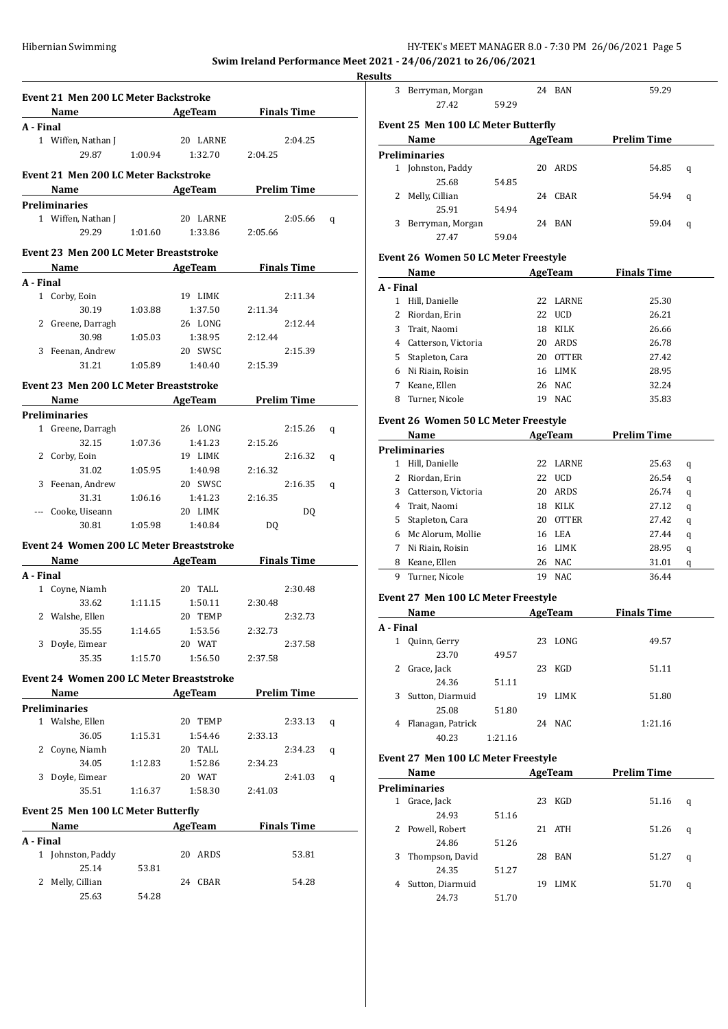**Swim Ireland Performance Meet 2021 - 24/06/2021 to 26/06/2021**

**Results**

### Event 21 Men 200 LC Meter Backstroke

| Name | | AgeTeam | | Finals Time |
|---|---|---|---|---|
| **A - Final** | | | | |
| 1 Wiffen, Nathan J | | 20 LARNE | | 2:04.25 |
| 29.87 | 1:00.94 | 1:32.70 | 2:04.25 | |

### Event 21 Men 200 LC Meter Backstroke

| Name | | AgeTeam | | Prelim Time | |
|---|---|---|---|---|---|
| **Preliminaries** | | | | | |
| 1 Wiffen, Nathan J | | 20 LARNE | | 2:05.66 | q |
| 29.29 | 1:01.60 | 1:33.86 | 2:05.66 | | |

### Event 23 Men 200 LC Meter Breaststroke

| Name | | AgeTeam | | Finals Time |
|---|---|---|---|---|
| **A - Final** | | | | |
| 1 Corby, Eoin | | 19 LIMK | | 2:11.34 |
| 30.19 | 1:03.88 | 1:37.50 | 2:11.34 | |
| 2 Greene, Darragh | | 26 LONG | | 2:12.44 |
| 30.98 | 1:05.03 | 1:38.95 | 2:12.44 | |
| 3 Feenan, Andrew | | 20 SWSC | | 2:15.39 |
| 31.21 | 1:05.89 | 1:40.40 | 2:15.39 | |

### Event 23 Men 200 LC Meter Breaststroke

| Name | | AgeTeam | | Prelim Time | |
|---|---|---|---|---|---|
| **Preliminaries** | | | | | |
| 1 Greene, Darragh | | 26 LONG | | 2:15.26 | q |
| 32.15 | 1:07.36 | 1:41.23 | 2:15.26 | | |
| 2 Corby, Eoin | | 19 LIMK | | 2:16.32 | q |
| 31.02 | 1:05.95 | 1:40.98 | 2:16.32 | | |
| 3 Feenan, Andrew | | 20 SWSC | | 2:16.35 | q |
| 31.31 | 1:06.16 | 1:41.23 | 2:16.35 | | |
| --- Cooke, Uiseann | | 20 LIMK | | DQ | |
| 30.81 | 1:05.98 | 1:40.84 | DQ | | |

### Event 24 Women 200 LC Meter Breaststroke

| Name | | AgeTeam | | Finals Time |
|---|---|---|---|---|
| **A - Final** | | | | |
| 1 Coyne, Niamh | | 20 TALL | | 2:30.48 |
| 33.62 | 1:11.15 | 1:50.11 | 2:30.48 | |
| 2 Walshe, Ellen | | 20 TEMP | | 2:32.73 |
| 35.55 | 1:14.65 | 1:53.56 | 2:32.73 | |
| 3 Doyle, Eimear | | 20 WAT | | 2:37.58 |
| 35.35 | 1:15.70 | 1:56.50 | 2:37.58 | |

### Event 24 Women 200 LC Meter Breaststroke

| Name | | AgeTeam | | Prelim Time | |
|---|---|---|---|---|---|
| **Preliminaries** | | | | | |
| 1 Walshe, Ellen | | 20 TEMP | | 2:33.13 | q |
| 36.05 | 1:15.31 | 1:54.46 | 2:33.13 | | |
| 2 Coyne, Niamh | | 20 TALL | | 2:34.23 | q |
| 34.05 | 1:12.83 | 1:52.86 | 2:34.23 | | |
| 3 Doyle, Eimear | | 20 WAT | | 2:41.03 | q |
| 35.51 | 1:16.37 | 1:58.30 | 2:41.03 | | |

### Event 25 Men 100 LC Meter Butterfly

| Name | | AgeTeam | Finals Time |
|---|---|---|---|
| **A - Final** | | | |
| 1 Johnston, Paddy | | 20 ARDS | 53.81 |
| 25.14 | 53.81 | | |
| 2 Melly, Cillian | | 24 CBAR | 54.28 |
| 25.63 | 54.28 | | |
| 3 Berryman, Morgan | | 24 BAN | 59.29 |
| 27.42 | 59.29 | | |

### Event 25 Men 100 LC Meter Butterfly

| Name | | AgeTeam | Prelim Time | |
|---|---|---|---|---|
| **Preliminaries** | | | | |
| 1 Johnston, Paddy | | 20 ARDS | 54.85 | q |
| 25.68 | 54.85 | | | |
| 2 Melly, Cillian | | 24 CBAR | 54.94 | q |
| 25.91 | 54.94 | | | |
| 3 Berryman, Morgan | | 24 BAN | 59.04 | q |
| 27.47 | 59.04 | | | |

### Event 26 Women 50 LC Meter Freestyle

| Name | AgeTeam | Finals Time |
|---|---|---|
| **A - Final** | | |
| 1 Hill, Danielle | 22 LARNE | 25.30 |
| 2 Riordan, Erin | 22 UCD | 26.21 |
| 3 Trait, Naomi | 18 KILK | 26.66 |
| 4 Catterson, Victoria | 20 ARDS | 26.78 |
| 5 Stapleton, Cara | 20 OTTER | 27.42 |
| 6 Ni Riain, Roisin | 16 LIMK | 28.95 |
| 7 Keane, Ellen | 26 NAC | 32.24 |
| 8 Turner, Nicole | 19 NAC | 35.83 |

### Event 26 Women 50 LC Meter Freestyle

| Name | AgeTeam | Prelim Time | |
|---|---|---|---|
| **Preliminaries** | | | |
| 1 Hill, Danielle | 22 LARNE | 25.63 | q |
| 2 Riordan, Erin | 22 UCD | 26.54 | q |
| 3 Catterson, Victoria | 20 ARDS | 26.74 | q |
| 4 Trait, Naomi | 18 KILK | 27.12 | q |
| 5 Stapleton, Cara | 20 OTTER | 27.42 | q |
| 6 Mc Alorum, Mollie | 16 LEA | 27.44 | q |
| 7 Ni Riain, Roisin | 16 LIMK | 28.95 | q |
| 8 Keane, Ellen | 26 NAC | 31.01 | q |
| 9 Turner, Nicole | 19 NAC | 36.44 | |

### Event 27 Men 100 LC Meter Freestyle

| Name | | AgeTeam | Finals Time |
|---|---|---|---|
| **A - Final** | | | |
| 1 Quinn, Gerry | | 23 LONG | 49.57 |
| 23.70 | 49.57 | | |
| 2 Grace, Jack | | 23 KGD | 51.11 |
| 24.36 | 51.11 | | |
| 3 Sutton, Diarmuid | | 19 LIMK | 51.80 |
| 25.08 | 51.80 | | |
| 4 Flanagan, Patrick | | 24 NAC | 1:21.16 |
| 40.23 | 1:21.16 | | |

### Event 27 Men 100 LC Meter Freestyle

| Name | | AgeTeam | Prelim Time | |
|---|---|---|---|---|
| **Preliminaries** | | | | |
| 1 Grace, Jack | | 23 KGD | 51.16 | q |
| 24.93 | 51.16 | | | |
| 2 Powell, Robert | | 21 ATH | 51.26 | q |
| 24.86 | 51.26 | | | |
| 3 Thompson, David | | 28 BAN | 51.27 | q |
| 24.35 | 51.27 | | | |
| 4 Sutton, Diarmuid | | 19 LIMK | 51.70 | q |
| 24.73 | 51.70 | | | |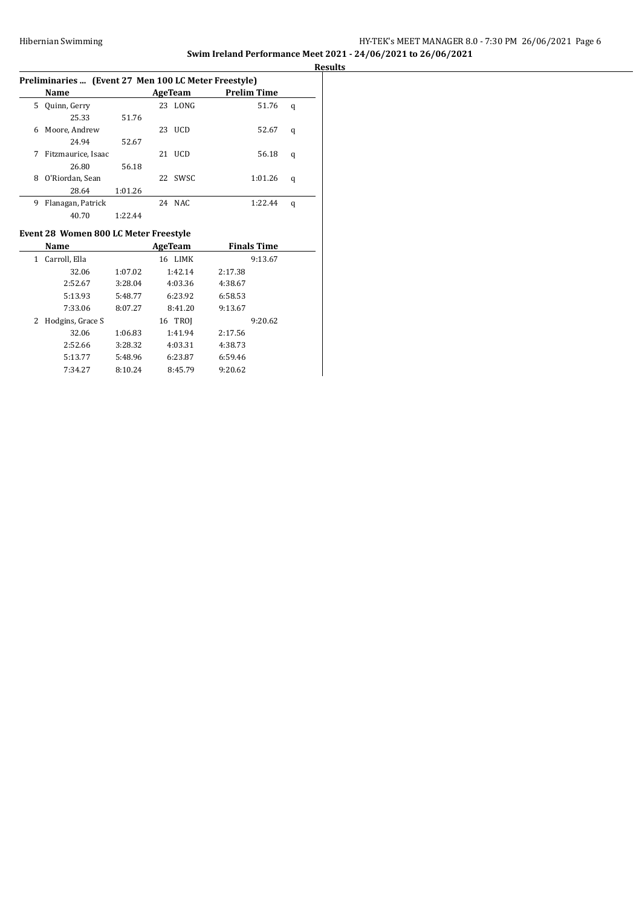**Swim Ireland Performance Meet 2021 - 24/06/2021 to 26/06/2021**

**Results**

### Preliminaries ... (Event 27 Men 100 LC Meter Freestyle)

| | Name | | AgeTeam | Prelim Time | |
|---|---|---|---|---|---|
| 5 | Quinn, Gerry | | 23 LONG | 51.76 | q |
| | 25.33 | 51.76 | | | |
| 6 | Moore, Andrew | | 23 UCD | 52.67 | q |
| | 24.94 | 52.67 | | | |
| 7 | Fitzmaurice, Isaac | | 21 UCD | 56.18 | q |
| | 26.80 | 56.18 | | | |
| 8 | O'Riordan, Sean | | 22 SWSC | 1:01.26 | q |
| | 28.64 | 1:01.26 | | | |
| 9 | Flanagan, Patrick | | 24 NAC | 1:22.44 | q |
| | 40.70 | 1:22.44 | | | |

### Event 28 Women 800 LC Meter Freestyle

| | Name | | AgeTeam | Finals Time |
|---|---|---|---|---|
| 1 | Carroll, Ella | | 16 LIMK | 9:13.67 |
| | 32.06 | 1:07.02 | 1:42.14 | 2:17.38 |
| | 2:52.67 | 3:28.04 | 4:03.36 | 4:38.67 |
| | 5:13.93 | 5:48.77 | 6:23.92 | 6:58.53 |
| | 7:33.06 | 8:07.27 | 8:41.20 | 9:13.67 |
| 2 | Hodgins, Grace S | | 16 TROJ | 9:20.62 |
| | 32.06 | 1:06.83 | 1:41.94 | 2:17.56 |
| | 2:52.66 | 3:28.32 | 4:03.31 | 4:38.73 |
| | 5:13.77 | 5:48.96 | 6:23.87 | 6:59.46 |
| | 7:34.27 | 8:10.24 | 8:45.79 | 9:20.62 |